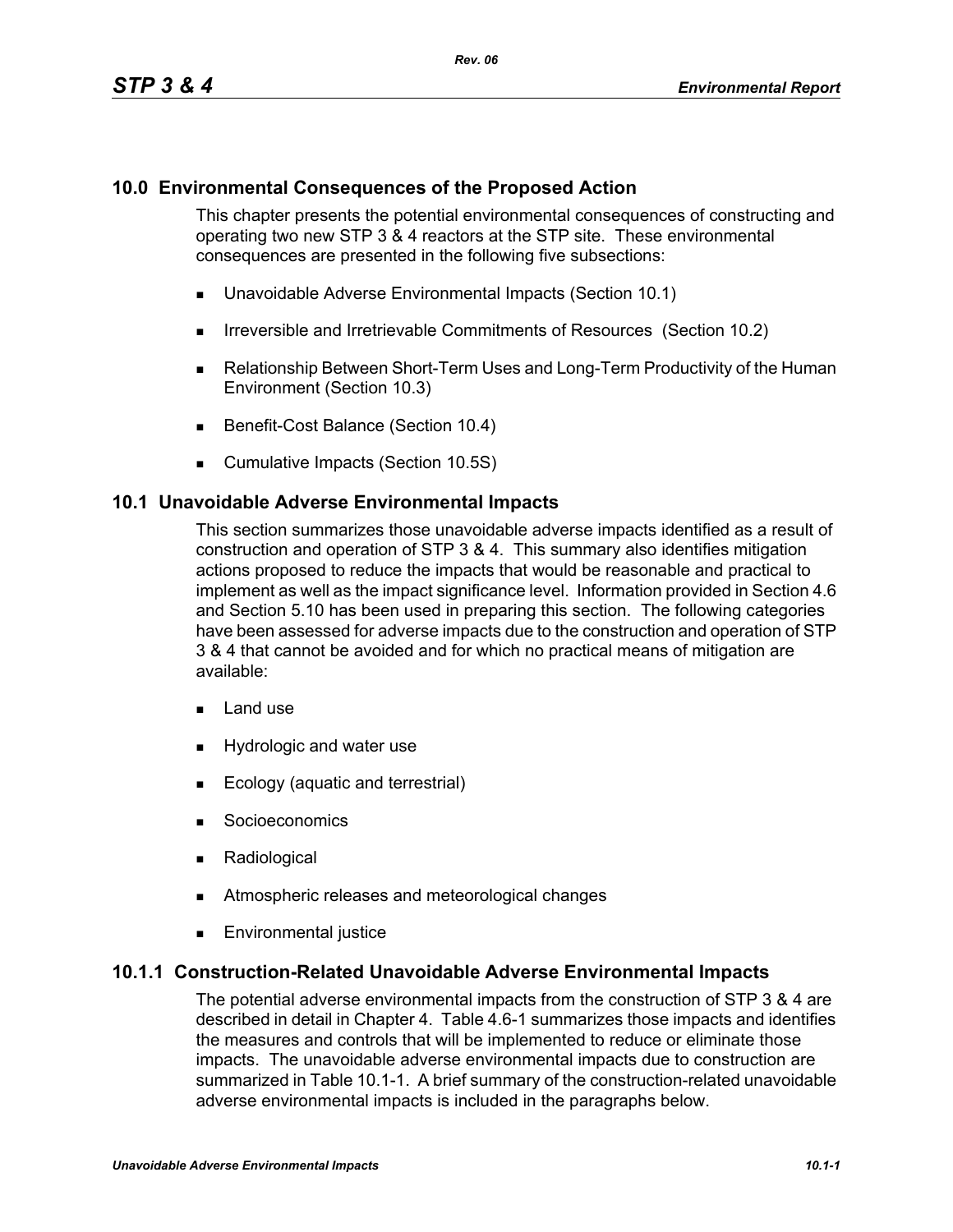## 10.0 Environmental Consequences of the Proposed Action

This chapter presents the potential environmental consequences of constructing and operating two new STP 3 & 4 reactors at the STP site. These environmental consequences are presented in the following five subsections:

- Unavoidable Adverse Environmental Impacts (Section 10.1)
- Irreversible and Irretrievable Commitments of Resources (Section 10.2)
- Relationship Between Short-Term Uses and Long-Term Productivity of the Human Environment (Section 10.3)
- Benefit-Cost Balance (Section 10.4)
- Cumulative Impacts (Section 10.5S)

## 10.1 Unavoidable Adverse Environmental Impacts

This section summarizes those unavoidable adverse impacts identified as a result of construction and operation of STP 3 & 4. This summary also identifies mitigation actions proposed to reduce the impacts that would be reasonable and practical to implement as well as the impact significance level. Information provided in Section 4.6 and Section 5.10 has been used in preparing this section. The following categories have been assessed for adverse impacts due to the construction and operation of STP 3 & 4 that cannot be avoided and for which no practical means of mitigation are available:

- Land use
- Hydrologic and water use
- Ecology (aquatic and terrestrial)
- Socioeconomics
- Radiological
- Atmospheric releases and meteorological changes
- Environmental justice

### 10.1.1 Construction-Related Unavoidable Adverse Environmental Impacts

The potential adverse environmental impacts from the construction of STP 3 & 4 are described in detail in Chapter 4. Table 4.6-1 summarizes those impacts and identifies the measures and controls that will be implemented to reduce or eliminate those impacts. The unavoidable adverse environmental impacts due to construction are summarized in Table 10.1-1. A brief summary of the construction-related unavoidable adverse environmental impacts is included in the paragraphs below.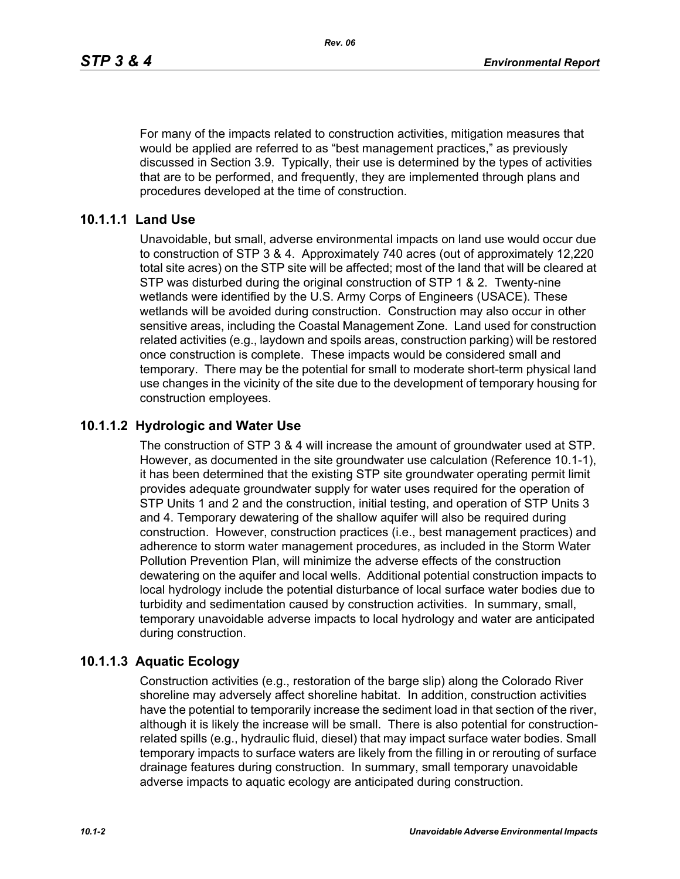For many of the impacts related to construction activities, mitigation measures that would be applied are referred to as "best management practices," as previously discussed in Section 3.9. Typically, their use is determined by the types of activities that are to be performed, and frequently, they are implemented through plans and procedures developed at the time of construction.

### 10.1.1.1 Land Use

Unavoidable, but small, adverse environmental impacts on land use would occur due to construction of STP 3 & 4. Approximately 740 acres (out of approximately 12,220 total site acres) on the STP site will be affected; most of the land that will be cleared at STP was disturbed during the original construction of STP 1 & 2. Twenty-nine wetlands were identified by the U.S. Army Corps of Engineers (USACE). These wetlands will be avoided during construction. Construction may also occur in other sensitive areas, including the Coastal Management Zone. Land used for construction related activities (e.g., laydown and spoils areas, construction parking) will be restored once construction is complete. These impacts would be considered small and temporary. There may be the potential for small to moderate short-term physical land use changes in the vicinity of the site due to the development of temporary housing for construction employees.

### 10.1.1.2 Hydrologic and Water Use

The construction of STP 3 & 4 will increase the amount of groundwater used at STP. However, as documented in the site groundwater use calculation (Reference 10.1-1), it has been determined that the existing STP site groundwater operating permit limit provides adequate groundwater supply for water uses required for the operation of STP Units 1 and 2 and the construction, initial testing, and operation of STP Units 3 and 4. Temporary dewatering of the shallow aquifer will also be required during construction. However, construction practices (i.e., best management practices) and adherence to storm water management procedures, as included in the Storm Water Pollution Prevention Plan, will minimize the adverse effects of the construction dewatering on the aquifer and local wells. Additional potential construction impacts to local hydrology include the potential disturbance of local surface water bodies due to turbidity and sedimentation caused by construction activities. In summary, small, temporary unavoidable adverse impacts to local hydrology and water are anticipated during construction.

### 10.1.1.3 Aquatic Ecology

Construction activities (e.g., restoration of the barge slip) along the Colorado River shoreline may adversely affect shoreline habitat. In addition, construction activities have the potential to temporarily increase the sediment load in that section of the river, although it is likely the increase will be small. There is also potential for construction-related spills (e.g., hydraulic fluid, diesel) that may impact surface water bodies. Small temporary impacts to surface waters are likely from the filling in or rerouting of surface drainage features during construction. In summary, small temporary unavoidable adverse impacts to aquatic ecology are anticipated during construction.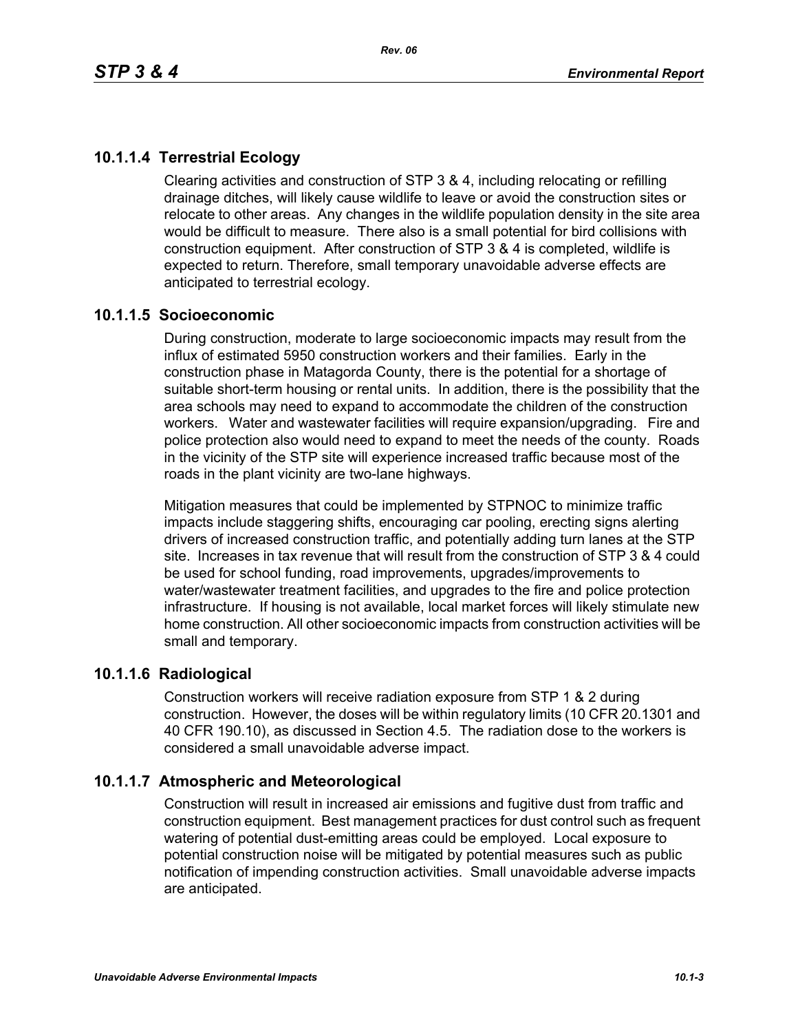### 10.1.1.4 Terrestrial Ecology

Clearing activities and construction of STP 3 & 4, including relocating or refilling drainage ditches, will likely cause wildlife to leave or avoid the construction sites or relocate to other areas. Any changes in the wildlife population density in the site area would be difficult to measure. There also is a small potential for bird collisions with construction equipment. After construction of STP 3 & 4 is completed, wildlife is expected to return. Therefore, small temporary unavoidable adverse effects are anticipated to terrestrial ecology.

### 10.1.1.5 Socioeconomic

During construction, moderate to large socioeconomic impacts may result from the influx of estimated 5950 construction workers and their families. Early in the construction phase in Matagorda County, there is the potential for a shortage of suitable short-term housing or rental units. In addition, there is the possibility that the area schools may need to expand to accommodate the children of the construction workers. Water and wastewater facilities will require expansion/upgrading. Fire and police protection also would need to expand to meet the needs of the county. Roads in the vicinity of the STP site will experience increased traffic because most of the roads in the plant vicinity are two-lane highways.

Mitigation measures that could be implemented by STPNOC to minimize traffic impacts include staggering shifts, encouraging car pooling, erecting signs alerting drivers of increased construction traffic, and potentially adding turn lanes at the STP site. Increases in tax revenue that will result from the construction of STP 3 & 4 could be used for school funding, road improvements, upgrades/improvements to water/wastewater treatment facilities, and upgrades to the fire and police protection infrastructure. If housing is not available, local market forces will likely stimulate new home construction. All other socioeconomic impacts from construction activities will be small and temporary.

### 10.1.1.6 Radiological

Construction workers will receive radiation exposure from STP 1 & 2 during construction. However, the doses will be within regulatory limits (10 CFR 20.1301 and 40 CFR 190.10), as discussed in Section 4.5. The radiation dose to the workers is considered a small unavoidable adverse impact.

### 10.1.1.7 Atmospheric and Meteorological

Construction will result in increased air emissions and fugitive dust from traffic and construction equipment. Best management practices for dust control such as frequent watering of potential dust-emitting areas could be employed. Local exposure to potential construction noise will be mitigated by potential measures such as public notification of impending construction activities. Small unavoidable adverse impacts are anticipated.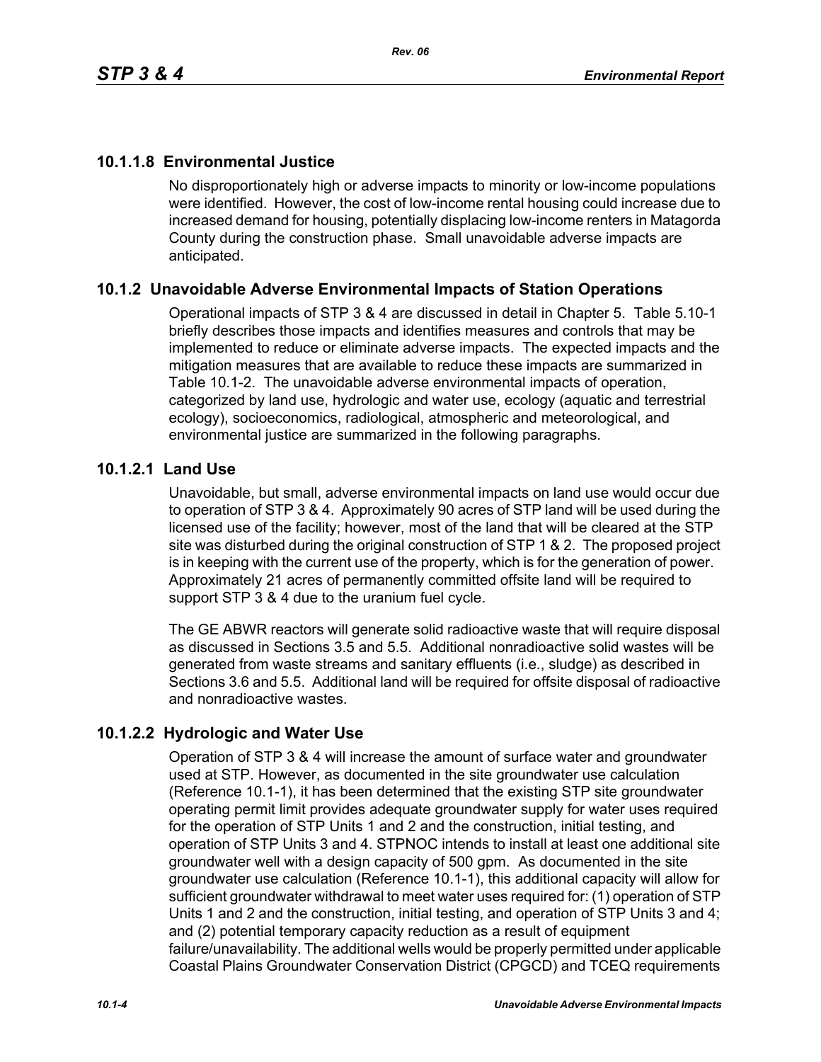### 10.1.1.8 Environmental Justice

No disproportionately high or adverse impacts to minority or low-income populations were identified. However, the cost of low-income rental housing could increase due to increased demand for housing, potentially displacing low-income renters in Matagorda County during the construction phase. Small unavoidable adverse impacts are anticipated.

## 10.1.2 Unavoidable Adverse Environmental Impacts of Station Operations

Operational impacts of STP 3 & 4 are discussed in detail in Chapter 5. Table 5.10-1 briefly describes those impacts and identifies measures and controls that may be implemented to reduce or eliminate adverse impacts. The expected impacts and the mitigation measures that are available to reduce these impacts are summarized in Table 10.1-2. The unavoidable adverse environmental impacts of operation, categorized by land use, hydrologic and water use, ecology (aquatic and terrestrial ecology), socioeconomics, radiological, atmospheric and meteorological, and environmental justice are summarized in the following paragraphs.

### 10.1.2.1 Land Use

Unavoidable, but small, adverse environmental impacts on land use would occur due to operation of STP 3 & 4. Approximately 90 acres of STP land will be used during the licensed use of the facility; however, most of the land that will be cleared at the STP site was disturbed during the original construction of STP 1 & 2. The proposed project is in keeping with the current use of the property, which is for the generation of power. Approximately 21 acres of permanently committed offsite land will be required to support STP 3 & 4 due to the uranium fuel cycle.

The GE ABWR reactors will generate solid radioactive waste that will require disposal as discussed in Sections 3.5 and 5.5. Additional nonradioactive solid wastes will be generated from waste streams and sanitary effluents (i.e., sludge) as described in Sections 3.6 and 5.5. Additional land will be required for offsite disposal of radioactive and nonradioactive wastes.

### 10.1.2.2 Hydrologic and Water Use

Operation of STP 3 & 4 will increase the amount of surface water and groundwater used at STP. However, as documented in the site groundwater use calculation (Reference 10.1-1), it has been determined that the existing STP site groundwater operating permit limit provides adequate groundwater supply for water uses required for the operation of STP Units 1 and 2 and the construction, initial testing, and operation of STP Units 3 and 4. STPNOC intends to install at least one additional site groundwater well with a design capacity of 500 gpm. As documented in the site groundwater use calculation (Reference 10.1-1), this additional capacity will allow for sufficient groundwater withdrawal to meet water uses required for: (1) operation of STP Units 1 and 2 and the construction, initial testing, and operation of STP Units 3 and 4; and (2) potential temporary capacity reduction as a result of equipment failure/unavailability. The additional wells would be properly permitted under applicable Coastal Plains Groundwater Conservation District (CPGCD) and TCEQ requirements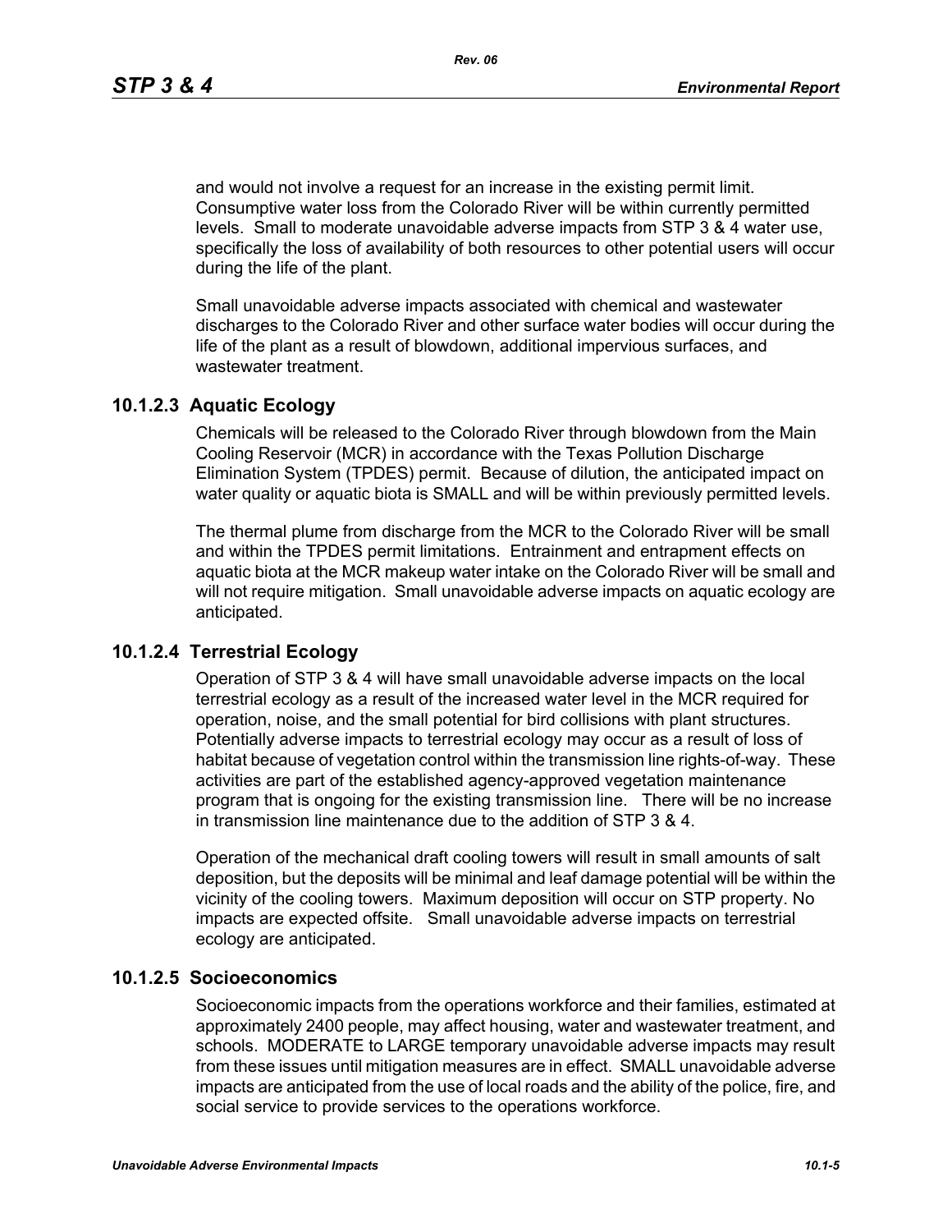and would not involve a request for an increase in the existing permit limit. Consumptive water loss from the Colorado River will be within currently permitted levels. Small to moderate unavoidable adverse impacts from STP 3 & 4 water use, specifically the loss of availability of both resources to other potential users will occur during the life of the plant.

Small unavoidable adverse impacts associated with chemical and wastewater discharges to the Colorado River and other surface water bodies will occur during the life of the plant as a result of blowdown, additional impervious surfaces, and wastewater treatment.

### 10.1.2.3 Aquatic Ecology

Chemicals will be released to the Colorado River through blowdown from the Main Cooling Reservoir (MCR) in accordance with the Texas Pollution Discharge Elimination System (TPDES) permit. Because of dilution, the anticipated impact on water quality or aquatic biota is SMALL and will be within previously permitted levels.

The thermal plume from discharge from the MCR to the Colorado River will be small and within the TPDES permit limitations. Entrainment and entrapment effects on aquatic biota at the MCR makeup water intake on the Colorado River will be small and will not require mitigation. Small unavoidable adverse impacts on aquatic ecology are anticipated.

### 10.1.2.4 Terrestrial Ecology

Operation of STP 3 & 4 will have small unavoidable adverse impacts on the local terrestrial ecology as a result of the increased water level in the MCR required for operation, noise, and the small potential for bird collisions with plant structures. Potentially adverse impacts to terrestrial ecology may occur as a result of loss of habitat because of vegetation control within the transmission line rights-of-way. These activities are part of the established agency-approved vegetation maintenance program that is ongoing for the existing transmission line. There will be no increase in transmission line maintenance due to the addition of STP 3 & 4.

Operation of the mechanical draft cooling towers will result in small amounts of salt deposition, but the deposits will be minimal and leaf damage potential will be within the vicinity of the cooling towers. Maximum deposition will occur on STP property. No impacts are expected offsite. Small unavoidable adverse impacts on terrestrial ecology are anticipated.

### 10.1.2.5 Socioeconomics

Socioeconomic impacts from the operations workforce and their families, estimated at approximately 2400 people, may affect housing, water and wastewater treatment, and schools. MODERATE to LARGE temporary unavoidable adverse impacts may result from these issues until mitigation measures are in effect. SMALL unavoidable adverse impacts are anticipated from the use of local roads and the ability of the police, fire, and social service to provide services to the operations workforce.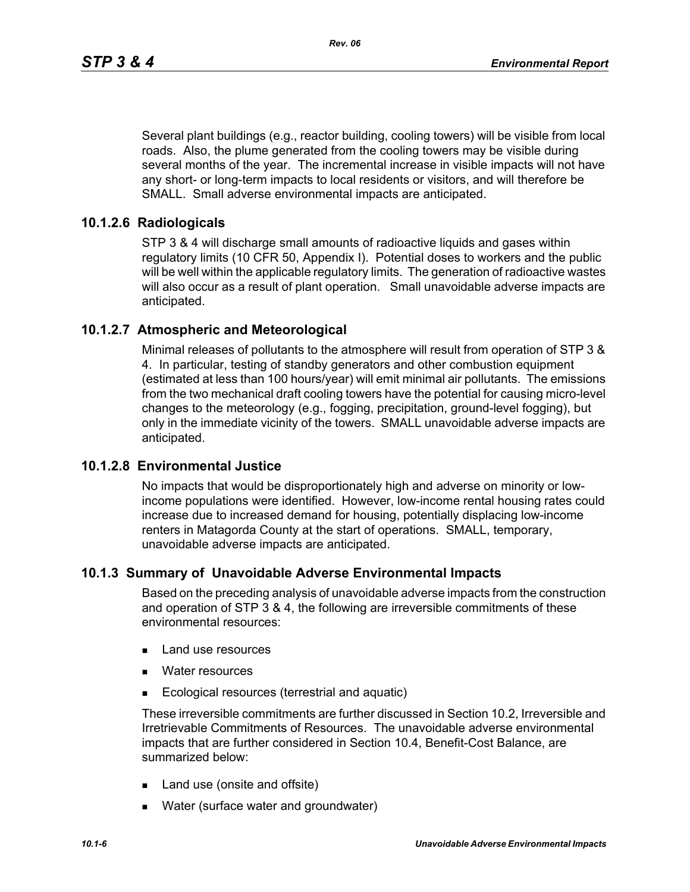Several plant buildings (e.g., reactor building, cooling towers) will be visible from local roads. Also, the plume generated from the cooling towers may be visible during several months of the year. The incremental increase in visible impacts will not have any short- or long-term impacts to local residents or visitors, and will therefore be SMALL. Small adverse environmental impacts are anticipated.

### 10.1.2.6 Radiologicals

STP 3 & 4 will discharge small amounts of radioactive liquids and gases within regulatory limits (10 CFR 50, Appendix I). Potential doses to workers and the public will be well within the applicable regulatory limits. The generation of radioactive wastes will also occur as a result of plant operation. Small unavoidable adverse impacts are anticipated.

### 10.1.2.7 Atmospheric and Meteorological

Minimal releases of pollutants to the atmosphere will result from operation of STP 3 & 4. In particular, testing of standby generators and other combustion equipment (estimated at less than 100 hours/year) will emit minimal air pollutants. The emissions from the two mechanical draft cooling towers have the potential for causing micro-level changes to the meteorology (e.g., fogging, precipitation, ground-level fogging), but only in the immediate vicinity of the towers. SMALL unavoidable adverse impacts are anticipated.

### 10.1.2.8 Environmental Justice

No impacts that would be disproportionately high and adverse on minority or low-income populations were identified. However, low-income rental housing rates could increase due to increased demand for housing, potentially displacing low-income renters in Matagorda County at the start of operations. SMALL, temporary, unavoidable adverse impacts are anticipated.

## 10.1.3 Summary of Unavoidable Adverse Environmental Impacts

Based on the preceding analysis of unavoidable adverse impacts from the construction and operation of STP 3 & 4, the following are irreversible commitments of these environmental resources:

- Land use resources
- Water resources
- Ecological resources (terrestrial and aquatic)

These irreversible commitments are further discussed in Section 10.2, Irreversible and Irretrievable Commitments of Resources. The unavoidable adverse environmental impacts that are further considered in Section 10.4, Benefit-Cost Balance, are summarized below:

- Land use (onsite and offsite)
- Water (surface water and groundwater)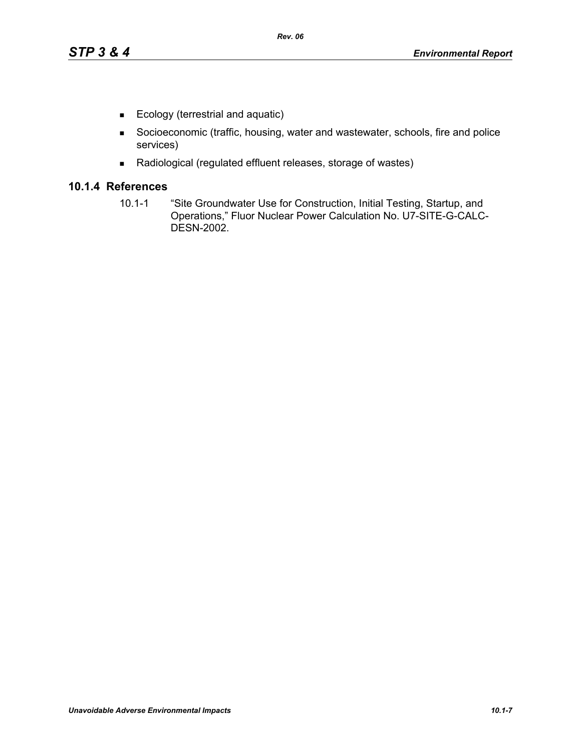- Ecology (terrestrial and aquatic)
- Socioeconomic (traffic, housing, water and wastewater, schools, fire and police services)
- Radiological (regulated effluent releases, storage of wastes)

### 10.1.4 References

10.1-1 "Site Groundwater Use for Construction, Initial Testing, Startup, and Operations," Fluor Nuclear Power Calculation No. U7-SITE-G-CALC-DESN-2002.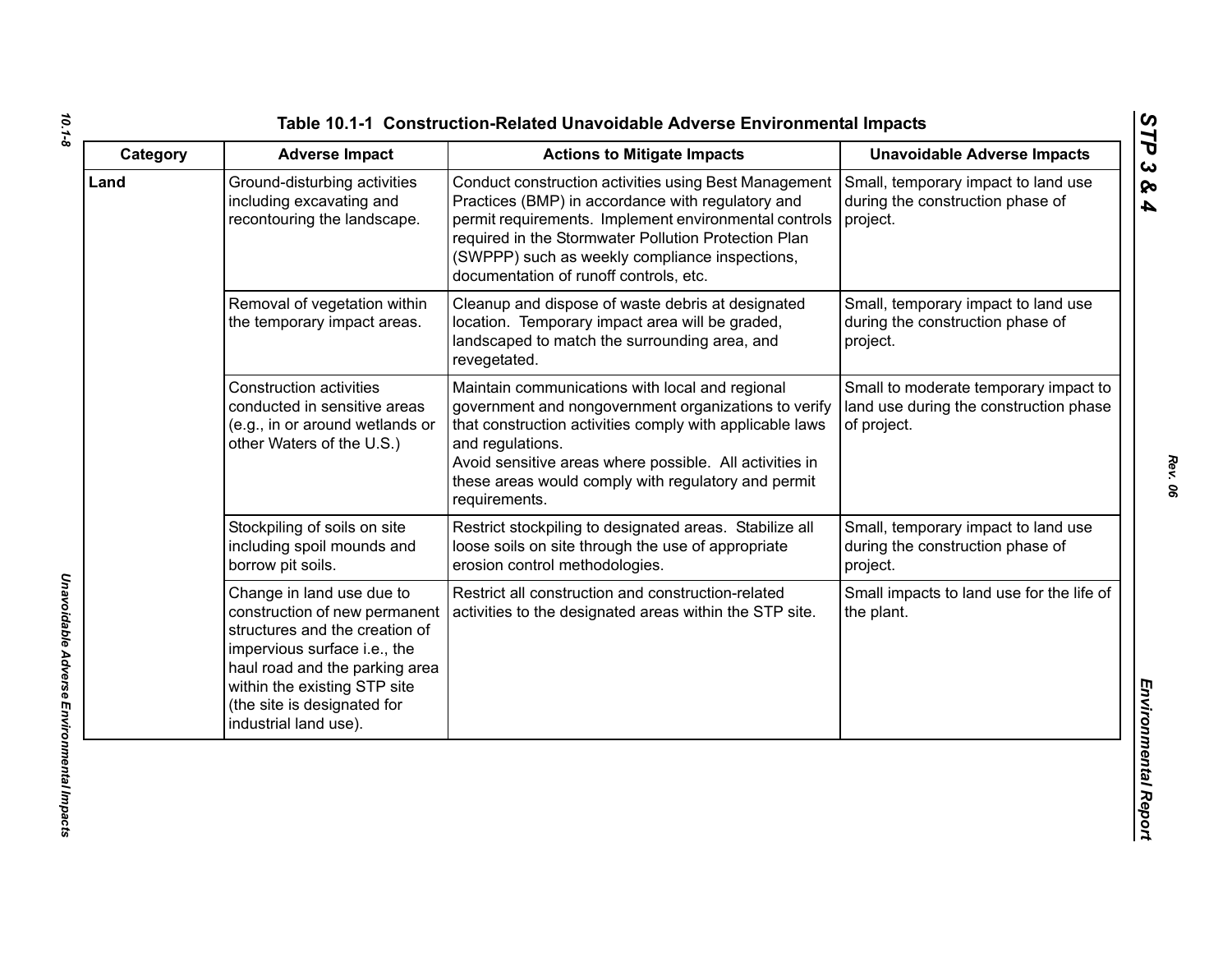# Table 10.1-1 Construction-Related Unavoidable Adverse Environmental Impacts

| Category | Adverse Impact | Actions to Mitigate Impacts | Unavoidable Adverse Impacts |
|---|---|---|---|
| **Land** | Ground-disturbing activities including excavating and recontouring the landscape. | Conduct construction activities using Best Management Practices (BMP) in accordance with regulatory and permit requirements. Implement environmental controls required in the Stormwater Pollution Protection Plan (SWPPP) such as weekly compliance inspections, documentation of runoff controls, etc. | Small, temporary impact to land use during the construction phase of project. |
| | Removal of vegetation within the temporary impact areas. | Cleanup and dispose of waste debris at designated location. Temporary impact area will be graded, landscaped to match the surrounding area, and revegetated. | Small, temporary impact to land use during the construction phase of project. |
| | Construction activities conducted in sensitive areas (e.g., in or around wetlands or other Waters of the U.S.) | Maintain communications with local and regional government and nongovernment organizations to verify that construction activities comply with applicable laws and regulations.<br>Avoid sensitive areas where possible. All activities in these areas would comply with regulatory and permit requirements. | Small to moderate temporary impact to land use during the construction phase of project. |
| | Stockpiling of soils on site including spoil mounds and borrow pit soils. | Restrict stockpiling to designated areas. Stabilize all loose soils on site through the use of appropriate erosion control methodologies. | Small, temporary impact to land use during the construction phase of project. |
| | Change in land use due to construction of new permanent structures and the creation of impervious surface i.e., the haul road and the parking area within the existing STP site (the site is designated for industrial land use). | Restrict all construction and construction-related activities to the designated areas within the STP site. | Small impacts to land use for the life of the plant. |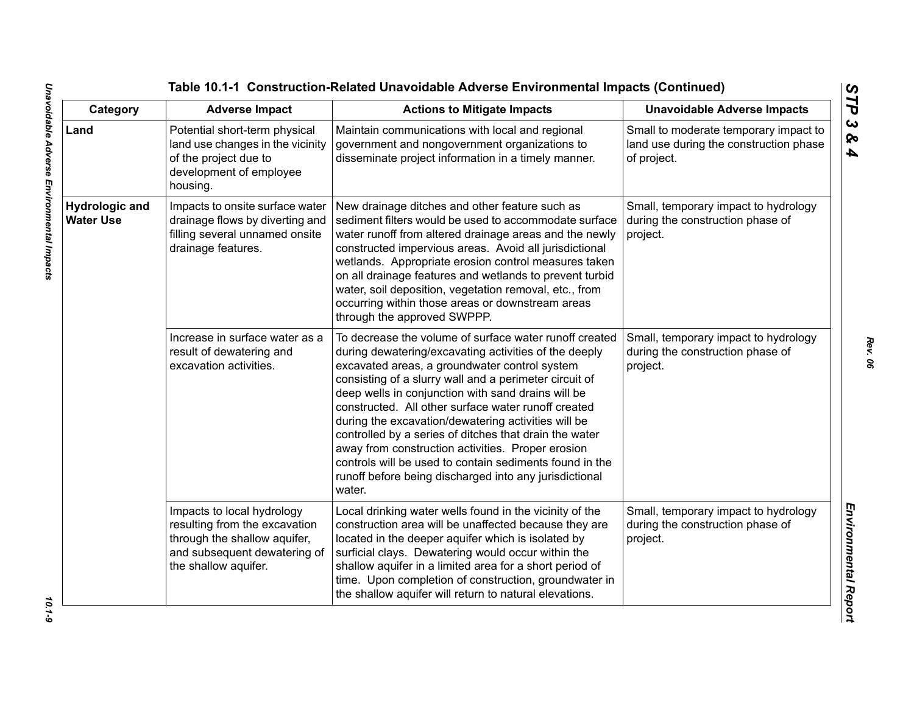**Table 10.1-1 Construction-Related Unavoidable Adverse Environmental Impacts (Continued)**

| Category | Adverse Impact | Actions to Mitigate Impacts | Unavoidable Adverse Impacts |
|---|---|---|---|
| **Land** | Potential short-term physical land use changes in the vicinity of the project due to development of employee housing. | Maintain communications with local and regional government and nongovernment organizations to disseminate project information in a timely manner. | Small to moderate temporary impact to land use during the construction phase of project. |
| **Hydrologic and Water Use** | Impacts to onsite surface water drainage flows by diverting and filling several unnamed onsite drainage features. | New drainage ditches and other feature such as sediment filters would be used to accommodate surface water runoff from altered drainage areas and the newly constructed impervious areas. Avoid all jurisdictional wetlands. Appropriate erosion control measures taken on all drainage features and wetlands to prevent turbid water, soil deposition, vegetation removal, etc., from occurring within those areas or downstream areas through the approved SWPPP. | Small, temporary impact to hydrology during the construction phase of project. |
| | Increase in surface water as a result of dewatering and excavation activities. | To decrease the volume of surface water runoff created during dewatering/excavating activities of the deeply excavated areas, a groundwater control system consisting of a slurry wall and a perimeter circuit of deep wells in conjunction with sand drains will be constructed. All other surface water runoff created during the excavation/dewatering activities will be controlled by a series of ditches that drain the water away from construction activities. Proper erosion controls will be used to contain sediments found in the runoff before being discharged into any jurisdictional water. | Small, temporary impact to hydrology during the construction phase of project. |
| | Impacts to local hydrology resulting from the excavation through the shallow aquifer, and subsequent dewatering of the shallow aquifer. | Local drinking water wells found in the vicinity of the construction area will be unaffected because they are located in the deeper aquifer which is isolated by surficial clays. Dewatering would occur within the shallow aquifer in a limited area for a short period of time. Upon completion of construction, groundwater in the shallow aquifer will return to natural elevations. | Small, temporary impact to hydrology during the construction phase of project. |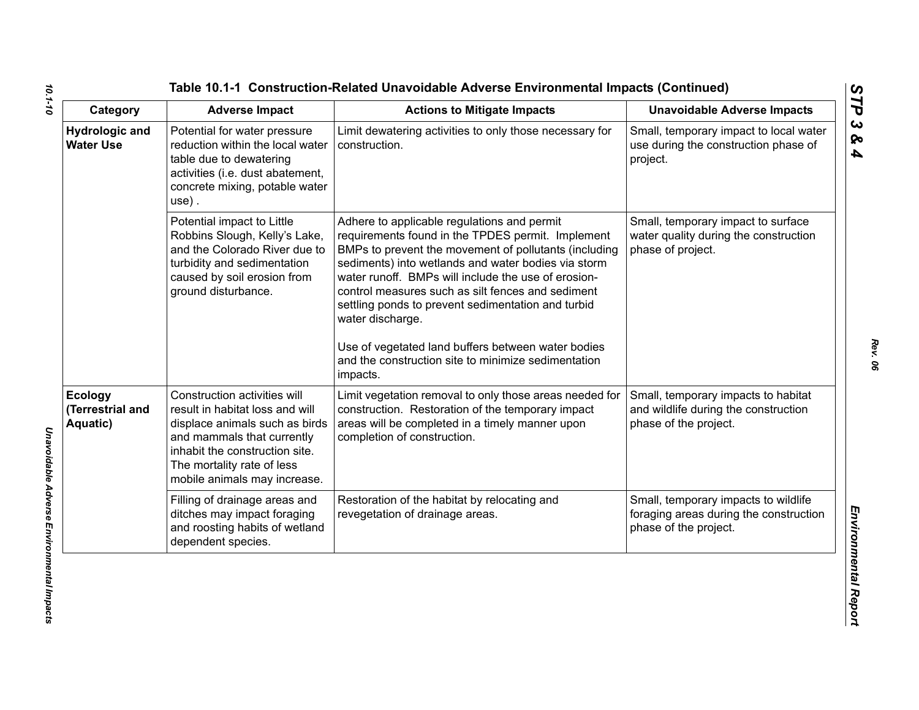## Table 10.1-1 Construction-Related Unavoidable Adverse Environmental Impacts (Continued)

| Category | Adverse Impact | Actions to Mitigate Impacts | Unavoidable Adverse Impacts |
|---|---|---|---|
| **Hydrologic and Water Use** | Potential for water pressure reduction within the local water table due to dewatering activities (i.e. dust abatement, concrete mixing, potable water use) . | Limit dewatering activities to only those necessary for construction. | Small, temporary impact to local water use during the construction phase of project. |
| | Potential impact to Little Robbins Slough, Kelly's Lake, and the Colorado River due to turbidity and sedimentation caused by soil erosion from ground disturbance. | Adhere to applicable regulations and permit requirements found in the TPDES permit. Implement BMPs to prevent the movement of pollutants (including sediments) into wetlands and water bodies via storm water runoff. BMPs will include the use of erosion-control measures such as silt fences and sediment settling ponds to prevent sedimentation and turbid water discharge.<br><br>Use of vegetated land buffers between water bodies and the construction site to minimize sedimentation impacts. | Small, temporary impact to surface water quality during the construction phase of project. |
| **Ecology (Terrestrial and Aquatic)** | Construction activities will result in habitat loss and will displace animals such as birds and mammals that currently inhabit the construction site. The mortality rate of less mobile animals may increase. | Limit vegetation removal to only those areas needed for construction. Restoration of the temporary impact areas will be completed in a timely manner upon completion of construction. | Small, temporary impacts to habitat and wildlife during the construction phase of the project. |
| | Filling of drainage areas and ditches may impact foraging and roosting habits of wetland dependent species. | Restoration of the habitat by relocating and revegetation of drainage areas. | Small, temporary impacts to wildlife foraging areas during the construction phase of the project. |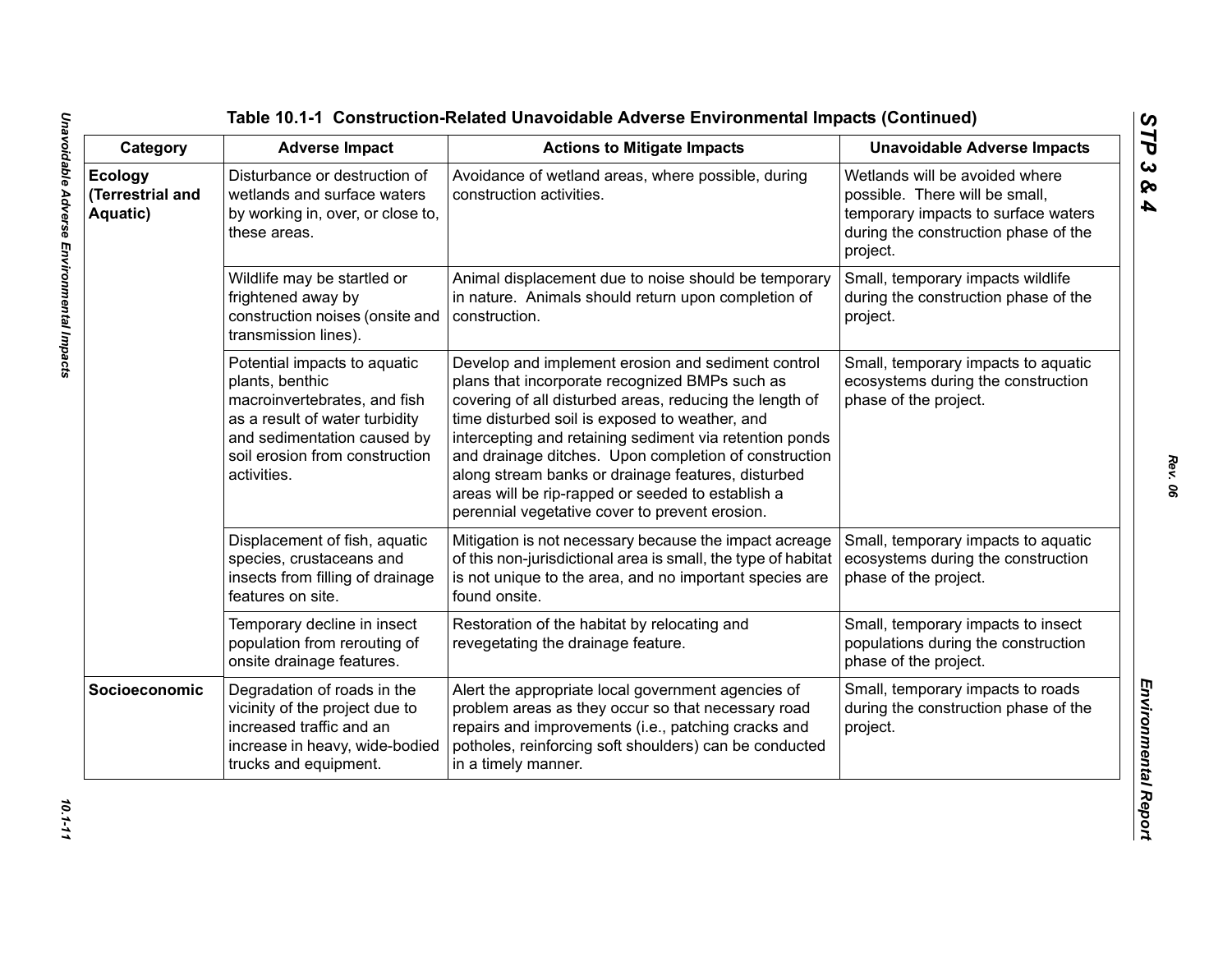**Table 10.1-1 Construction-Related Unavoidable Adverse Environmental Impacts (Continued)**

| Category | Adverse Impact | Actions to Mitigate Impacts | Unavoidable Adverse Impacts |
|---|---|---|---|
| **Ecology (Terrestrial and Aquatic)** | Disturbance or destruction of wetlands and surface waters by working in, over, or close to, these areas. | Avoidance of wetland areas, where possible, during construction activities. | Wetlands will be avoided where possible. There will be small, temporary impacts to surface waters during the construction phase of the project. |
| | Wildlife may be startled or frightened away by construction noises (onsite and transmission lines). | Animal displacement due to noise should be temporary in nature. Animals should return upon completion of construction. | Small, temporary impacts wildlife during the construction phase of the project. |
| | Potential impacts to aquatic plants, benthic macroinvertebrates, and fish as a result of water turbidity and sedimentation caused by soil erosion from construction activities. | Develop and implement erosion and sediment control plans that incorporate recognized BMPs such as covering of all disturbed areas, reducing the length of time disturbed soil is exposed to weather, and intercepting and retaining sediment via retention ponds and drainage ditches. Upon completion of construction along stream banks or drainage features, disturbed areas will be rip-rapped or seeded to establish a perennial vegetative cover to prevent erosion. | Small, temporary impacts to aquatic ecosystems during the construction phase of the project. |
| | Displacement of fish, aquatic species, crustaceans and insects from filling of drainage features on site. | Mitigation is not necessary because the impact acreage of this non-jurisdictional area is small, the type of habitat is not unique to the area, and no important species are found onsite. | Small, temporary impacts to aquatic ecosystems during the construction phase of the project. |
| | Temporary decline in insect population from rerouting of onsite drainage features. | Restoration of the habitat by relocating and revegetating the drainage feature. | Small, temporary impacts to insect populations during the construction phase of the project. |
| **Socioeconomic** | Degradation of roads in the vicinity of the project due to increased traffic and an increase in heavy, wide-bodied trucks and equipment. | Alert the appropriate local government agencies of problem areas as they occur so that necessary road repairs and improvements (i.e., patching cracks and potholes, reinforcing soft shoulders) can be conducted in a timely manner. | Small, temporary impacts to roads during the construction phase of the project. |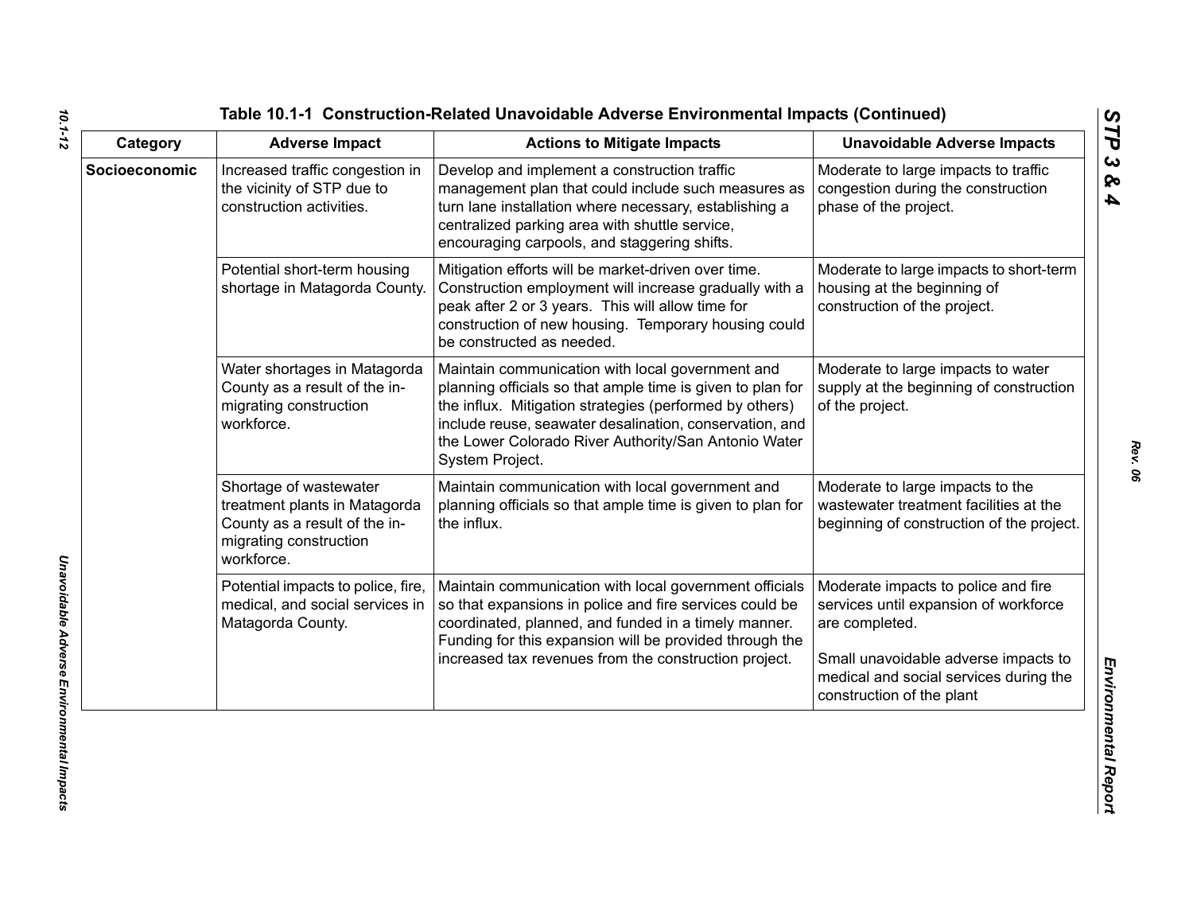## Table 10.1-1 Construction-Related Unavoidable Adverse Environmental Impacts (Continued)

| Category | Adverse Impact | Actions to Mitigate Impacts | Unavoidable Adverse Impacts |
|---|---|---|---|
| **Socioeconomic** | Increased traffic congestion in the vicinity of STP due to construction activities. | Develop and implement a construction traffic management plan that could include such measures as turn lane installation where necessary, establishing a centralized parking area with shuttle service, encouraging carpools, and staggering shifts. | Moderate to large impacts to traffic congestion during the construction phase of the project. |
| | Potential short-term housing shortage in Matagorda County. | Mitigation efforts will be market-driven over time. Construction employment will increase gradually with a peak after 2 or 3 years. This will allow time for construction of new housing. Temporary housing could be constructed as needed. | Moderate to large impacts to short-term housing at the beginning of construction of the project. |
| | Water shortages in Matagorda County as a result of the in-migrating construction workforce. | Maintain communication with local government and planning officials so that ample time is given to plan for the influx. Mitigation strategies (performed by others) include reuse, seawater desalination, conservation, and the Lower Colorado River Authority/San Antonio Water System Project. | Moderate to large impacts to water supply at the beginning of construction of the project. |
| | Shortage of wastewater treatment plants in Matagorda County as a result of the in-migrating construction workforce. | Maintain communication with local government and planning officials so that ample time is given to plan for the influx. | Moderate to large impacts to the wastewater treatment facilities at the beginning of construction of the project. |
| | Potential impacts to police, fire, medical, and social services in Matagorda County. | Maintain communication with local government officials so that expansions in police and fire services could be coordinated, planned, and funded in a timely manner. Funding for this expansion will be provided through the increased tax revenues from the construction project. | Moderate impacts to police and fire services until expansion of workforce are completed.<br><br>Small unavoidable adverse impacts to medical and social services during the construction of the plant |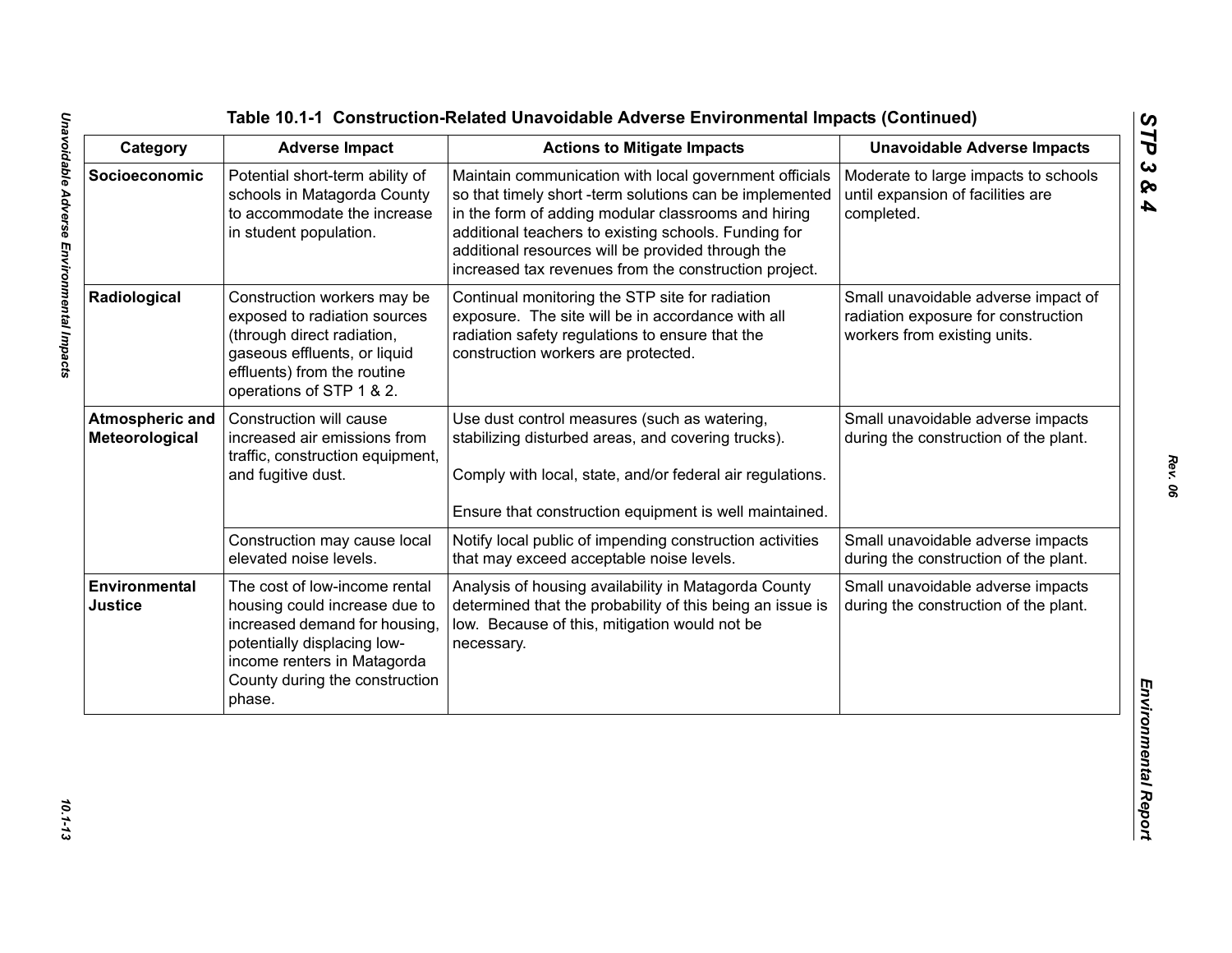### Table 10.1-1 Construction-Related Unavoidable Adverse Environmental Impacts (Continued)

| Category | Adverse Impact | Actions to Mitigate Impacts | Unavoidable Adverse Impacts |
|---|---|---|---|
| **Socioeconomic** | Potential short-term ability of schools in Matagorda County to accommodate the increase in student population. | Maintain communication with local government officials so that timely short -term solutions can be implemented in the form of adding modular classrooms and hiring additional teachers to existing schools. Funding for additional resources will be provided through the increased tax revenues from the construction project. | Moderate to large impacts to schools until expansion of facilities are completed. |
| **Radiological** | Construction workers may be exposed to radiation sources (through direct radiation, gaseous effluents, or liquid effluents) from the routine operations of STP 1 & 2. | Continual monitoring the STP site for radiation exposure. The site will be in accordance with all radiation safety regulations to ensure that the construction workers are protected. | Small unavoidable adverse impact of radiation exposure for construction workers from existing units. |
| **Atmospheric and Meteorological** | Construction will cause increased air emissions from traffic, construction equipment, and fugitive dust. | Use dust control measures (such as watering, stabilizing disturbed areas, and covering trucks).<br><br>Comply with local, state, and/or federal air regulations.<br><br>Ensure that construction equipment is well maintained. | Small unavoidable adverse impacts during the construction of the plant. |
| | Construction may cause local elevated noise levels. | Notify local public of impending construction activities that may exceed acceptable noise levels. | Small unavoidable adverse impacts during the construction of the plant. |
| **Environmental Justice** | The cost of low-income rental housing could increase due to increased demand for housing, potentially displacing low-income renters in Matagorda County during the construction phase. | Analysis of housing availability in Matagorda County determined that the probability of this being an issue is low. Because of this, mitigation would not be necessary. | Small unavoidable adverse impacts during the construction of the plant. |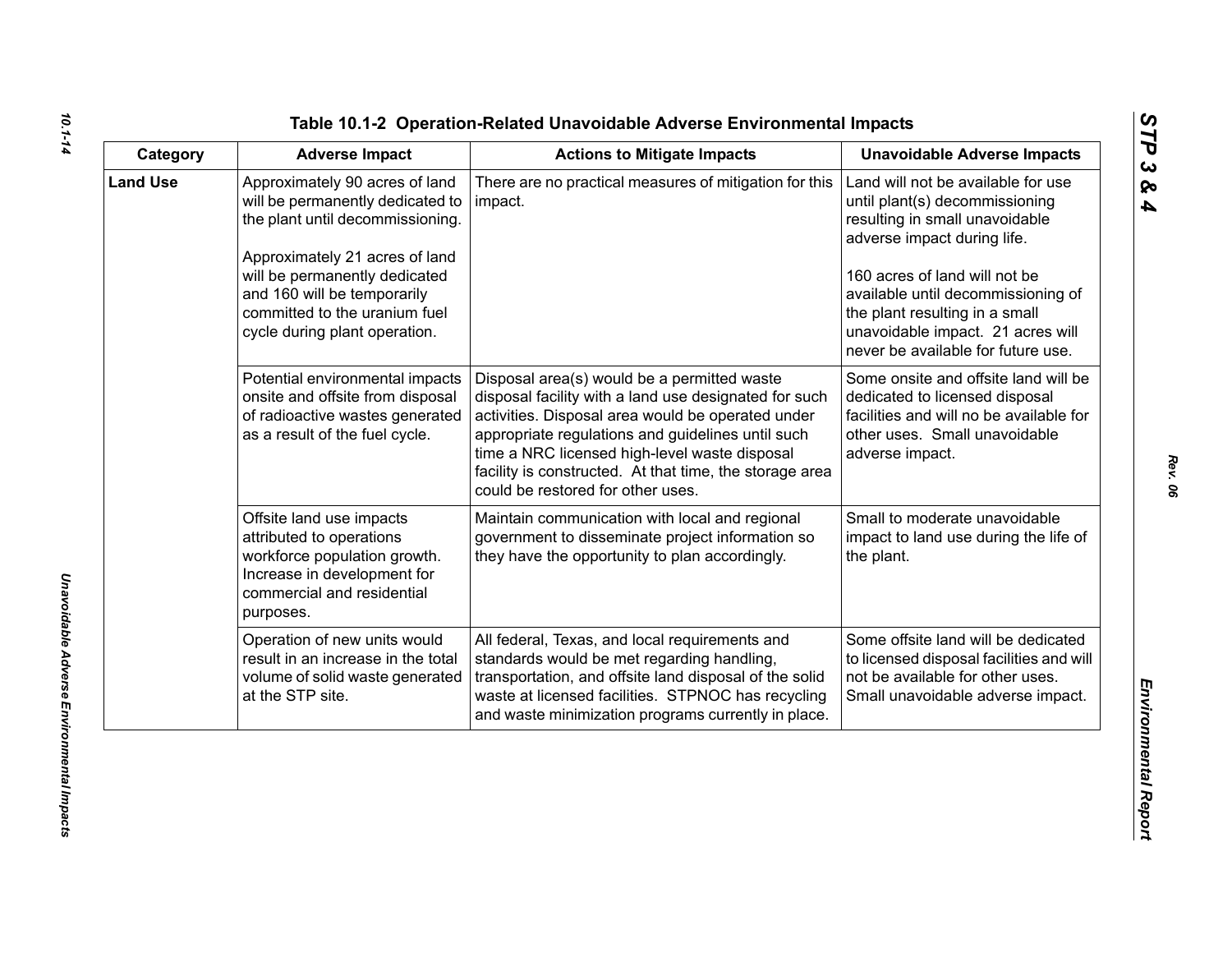## Table 10.1-2 Operation-Related Unavoidable Adverse Environmental Impacts

| Category | Adverse Impact | Actions to Mitigate Impacts | Unavoidable Adverse Impacts |
|---|---|---|---|
| **Land Use** | Approximately 90 acres of land will be permanently dedicated to the plant until decommissioning.<br><br>Approximately 21 acres of land will be permanently dedicated and 160 will be temporarily committed to the uranium fuel cycle during plant operation. | There are no practical measures of mitigation for this impact. | Land will not be available for use until plant(s) decommissioning resulting in small unavoidable adverse impact during life.<br><br>160 acres of land will not be available until decommissioning of the plant resulting in a small unavoidable impact. 21 acres will never be available for future use. |
| | Potential environmental impacts onsite and offsite from disposal of radioactive wastes generated as a result of the fuel cycle. | Disposal area(s) would be a permitted waste disposal facility with a land use designated for such activities. Disposal area would be operated under appropriate regulations and guidelines until such time a NRC licensed high-level waste disposal facility is constructed. At that time, the storage area could be restored for other uses. | Some onsite and offsite land will be dedicated to licensed disposal facilities and will no be available for other uses. Small unavoidable adverse impact. |
| | Offsite land use impacts attributed to operations workforce population growth. Increase in development for commercial and residential purposes. | Maintain communication with local and regional government to disseminate project information so they have the opportunity to plan accordingly. | Small to moderate unavoidable impact to land use during the life of the plant. |
| | Operation of new units would result in an increase in the total volume of solid waste generated at the STP site. | All federal, Texas, and local requirements and standards would be met regarding handling, transportation, and offsite land disposal of the solid waste at licensed facilities. STPNOC has recycling and waste minimization programs currently in place. | Some offsite land will be dedicated to licensed disposal facilities and will not be available for other uses. Small unavoidable adverse impact. |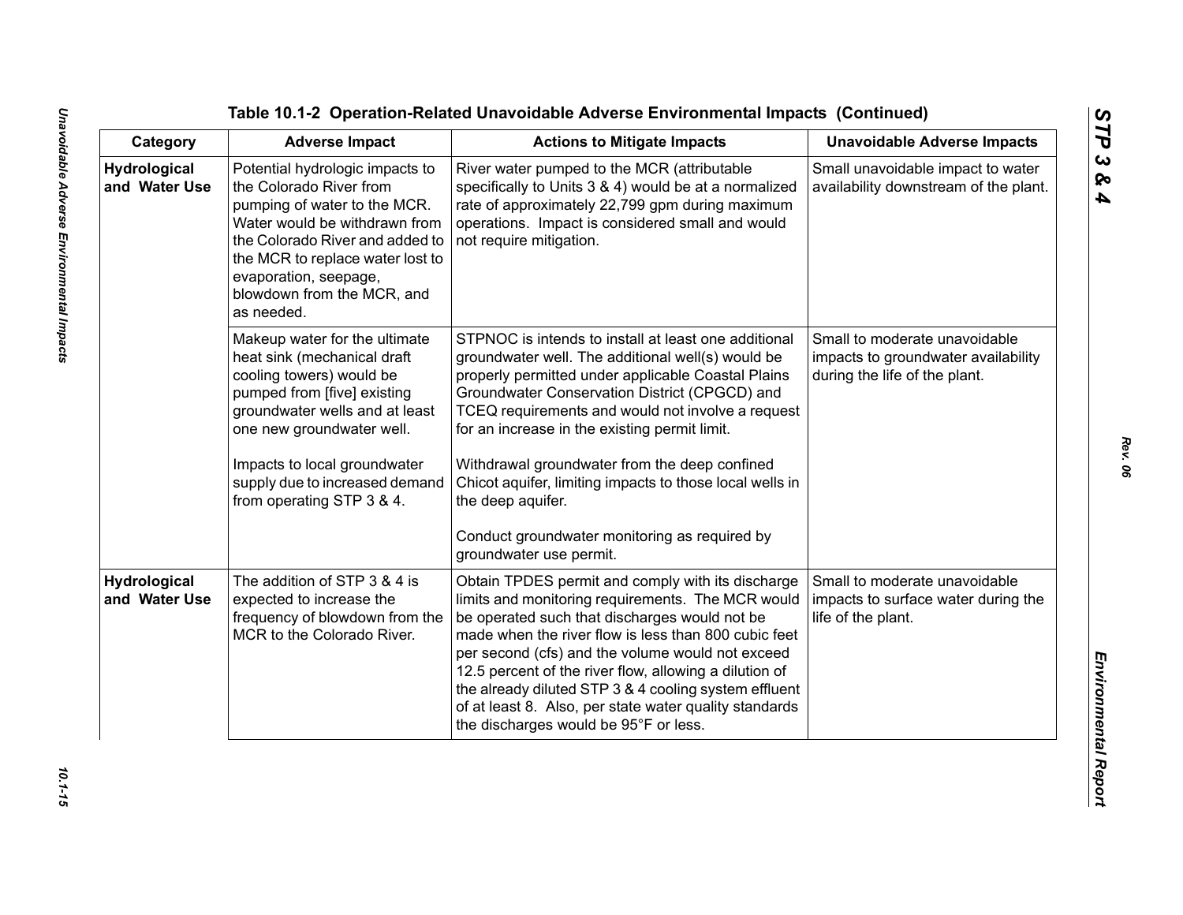**Table 10.1-2 Operation-Related Unavoidable Adverse Environmental Impacts (Continued)**

| Category | Adverse Impact | Actions to Mitigate Impacts | Unavoidable Adverse Impacts |
|---|---|---|---|
| **Hydrological and Water Use** | Potential hydrologic impacts to the Colorado River from pumping of water to the MCR. Water would be withdrawn from the Colorado River and added to the MCR to replace water lost to evaporation, seepage, blowdown from the MCR, and as needed. | River water pumped to the MCR (attributable specifically to Units 3 & 4) would be at a normalized rate of approximately 22,799 gpm during maximum operations. Impact is considered small and would not require mitigation. | Small unavoidable impact to water availability downstream of the plant. |
| | Makeup water for the ultimate heat sink (mechanical draft cooling towers) would be pumped from [five] existing groundwater wells and at least one new groundwater well.<br><br>Impacts to local groundwater supply due to increased demand from operating STP 3 & 4. | STPNOC is intends to install at least one additional groundwater well. The additional well(s) would be properly permitted under applicable Coastal Plains Groundwater Conservation District (CPGCD) and TCEQ requirements and would not involve a request for an increase in the existing permit limit.<br><br>Withdrawal groundwater from the deep confined Chicot aquifer, limiting impacts to those local wells in the deep aquifer.<br><br>Conduct groundwater monitoring as required by groundwater use permit. | Small to moderate unavoidable impacts to groundwater availability during the life of the plant. |
| **Hydrological and Water Use** | The addition of STP 3 & 4 is expected to increase the frequency of blowdown from the MCR to the Colorado River. | Obtain TPDES permit and comply with its discharge limits and monitoring requirements. The MCR would be operated such that discharges would not be made when the river flow is less than 800 cubic feet per second (cfs) and the volume would not exceed 12.5 percent of the river flow, allowing a dilution of the already diluted STP 3 & 4 cooling system effluent of at least 8. Also, per state water quality standards the discharges would be 95°F or less. | Small to moderate unavoidable impacts to surface water during the life of the plant. |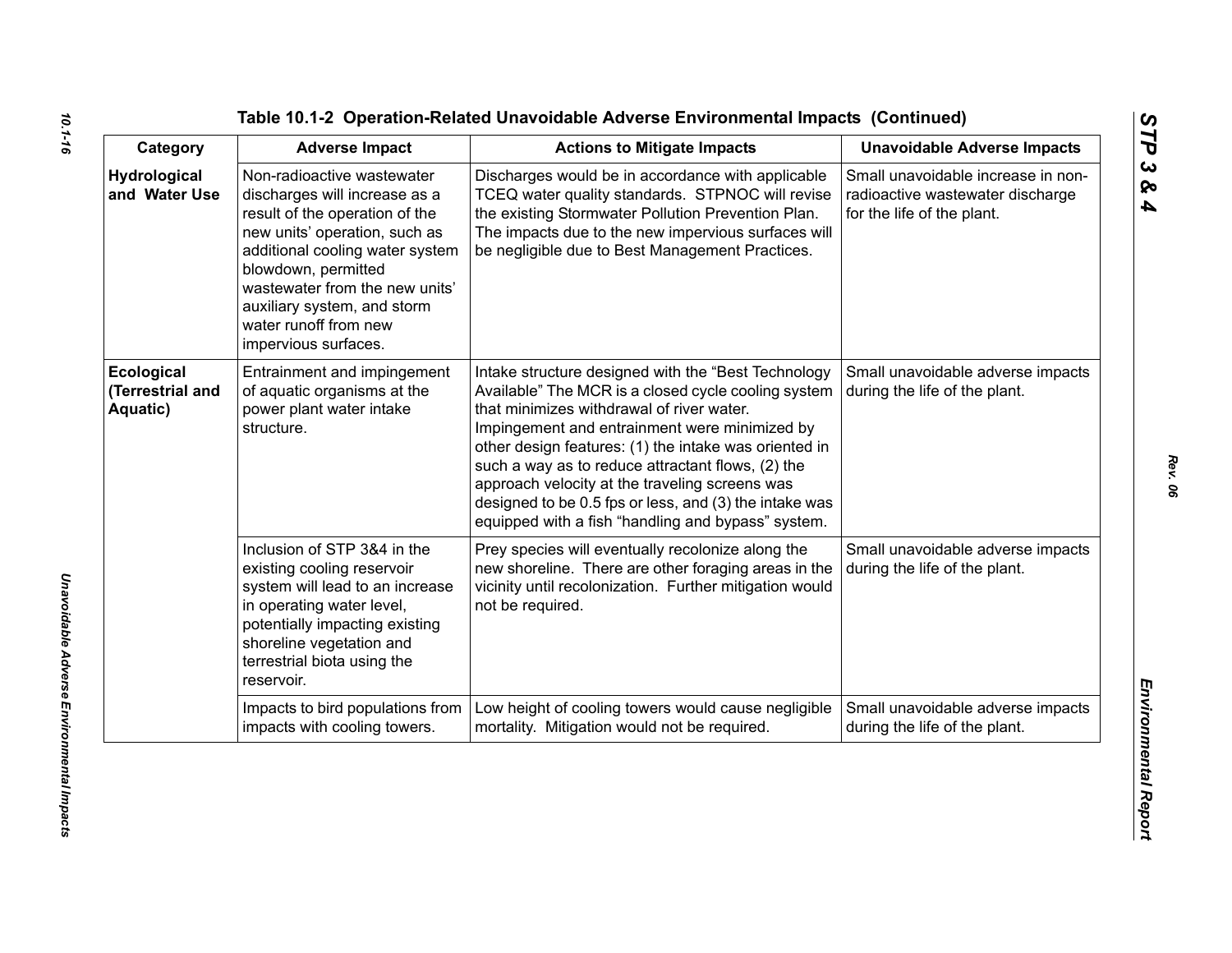## Table 10.1-2 Operation-Related Unavoidable Adverse Environmental Impacts (Continued)

| Category | Adverse Impact | Actions to Mitigate Impacts | Unavoidable Adverse Impacts |
|---|---|---|---|
| **Hydrological and Water Use** | Non-radioactive wastewater discharges will increase as a result of the operation of the new units' operation, such as additional cooling water system blowdown, permitted wastewater from the new units' auxiliary system, and storm water runoff from new impervious surfaces. | Discharges would be in accordance with applicable TCEQ water quality standards. STPNOC will revise the existing Stormwater Pollution Prevention Plan. The impacts due to the new impervious surfaces will be negligible due to Best Management Practices. | Small unavoidable increase in non-radioactive wastewater discharge for the life of the plant. |
| **Ecological (Terrestrial and Aquatic)** | Entrainment and impingement of aquatic organisms at the power plant water intake structure. | Intake structure designed with the "Best Technology Available" The MCR is a closed cycle cooling system that minimizes withdrawal of river water. Impingement and entrainment were minimized by other design features: (1) the intake was oriented in such a way as to reduce attractant flows, (2) the approach velocity at the traveling screens was designed to be 0.5 fps or less, and (3) the intake was equipped with a fish "handling and bypass" system. | Small unavoidable adverse impacts during the life of the plant. |
| | Inclusion of STP 3&4 in the existing cooling reservoir system will lead to an increase in operating water level, potentially impacting existing shoreline vegetation and terrestrial biota using the reservoir. | Prey species will eventually recolonize along the new shoreline. There are other foraging areas in the vicinity until recolonization. Further mitigation would not be required. | Small unavoidable adverse impacts during the life of the plant. |
| | Impacts to bird populations from impacts with cooling towers. | Low height of cooling towers would cause negligible mortality. Mitigation would not be required. | Small unavoidable adverse impacts during the life of the plant. |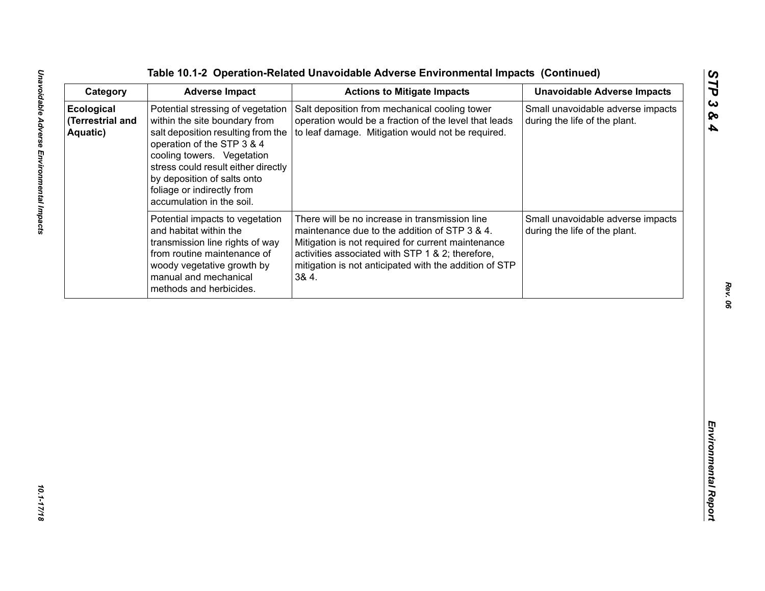## Table 10.1-2 Operation-Related Unavoidable Adverse Environmental Impacts (Continued)

| Category | Adverse Impact | Actions to Mitigate Impacts | Unavoidable Adverse Impacts |
|---|---|---|---|
| **Ecological (Terrestrial and Aquatic)** | Potential stressing of vegetation within the site boundary from salt deposition resulting from the operation of the STP 3 & 4 cooling towers. Vegetation stress could result either directly by deposition of salts onto foliage or indirectly from accumulation in the soil. | Salt deposition from mechanical cooling tower operation would be a fraction of the level that leads to leaf damage. Mitigation would not be required. | Small unavoidable adverse impacts during the life of the plant. |
| | Potential impacts to vegetation and habitat within the transmission line rights of way from routine maintenance of woody vegetative growth by manual and mechanical methods and herbicides. | There will be no increase in transmission line maintenance due to the addition of STP 3 & 4. Mitigation is not required for current maintenance activities associated with STP 1 & 2; therefore, mitigation is not anticipated with the addition of STP 3& 4. | Small unavoidable adverse impacts during the life of the plant. |